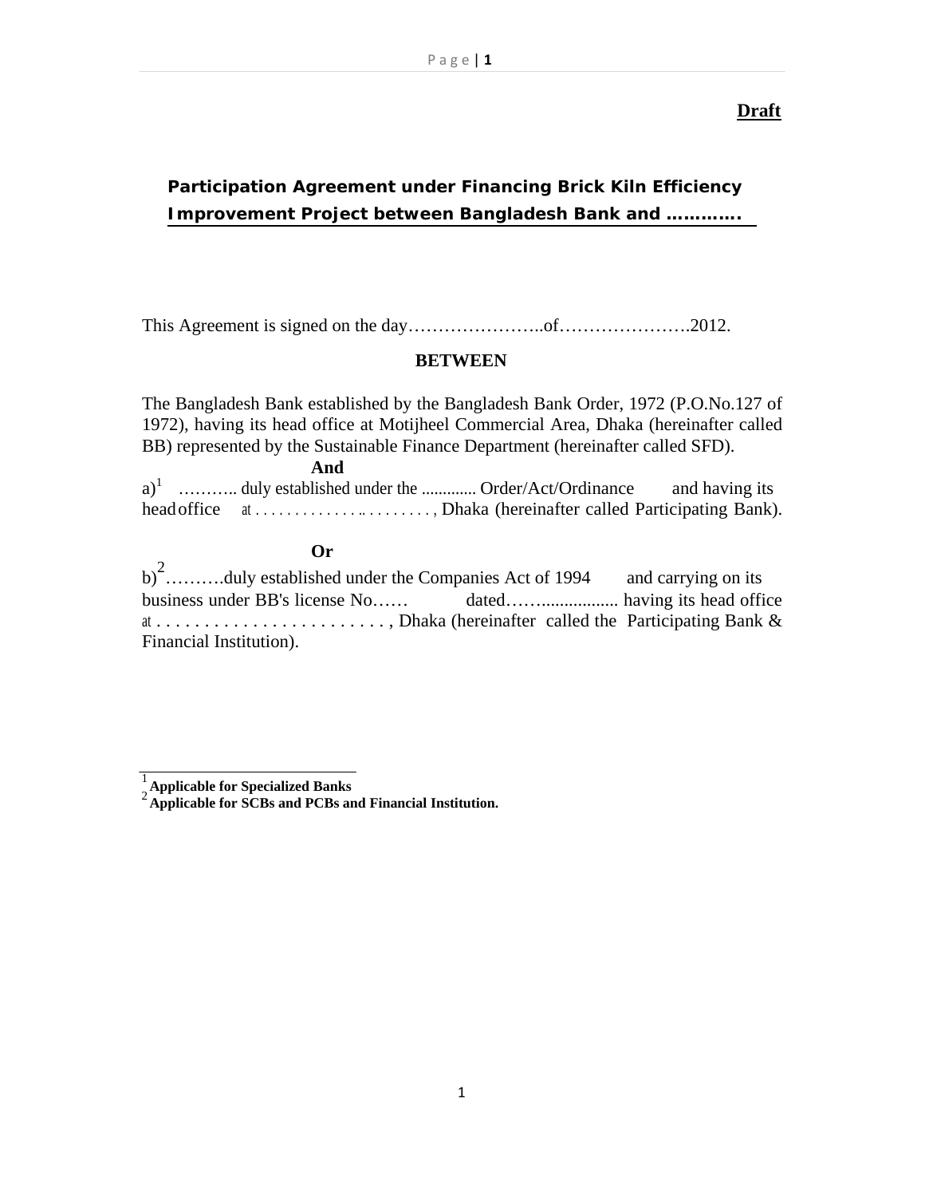**Draft**

## Participation Agreement under Financing Brick Kiln Efficiency Improvement Project between Bangladesh Bank and ………….

This Agreement is signed on the day…………………..of………………….2012.

**BETWEEN**

The Bangladesh Bank established by the Bangladesh Bank Order, 1972 (P.O.No.127 of 1972), having its head office at Motijheel Commercial Area, Dhaka (hereinafter called BB) represented by the Sustainable Finance Department (hereinafter called SFD).

**And**

a)[1] ……….. duly established under the ............. Order/Act/Ordinance and having its head office at . . . . . . . . . . . . . .. . . . . . . . . , Dhaka (hereinafter called Participating Bank).

**Or**

b)[2] ……….duly established under the Companies Act of 1994 and carrying on its business under BB's license No…… dated……................. having its head office at . . . . . . . . . . . . . . . . . . . . . . . . , Dhaka (hereinafter called the Participating Bank & Financial Institution).

---

[1] **Applicable for Specialized Banks**

[2] **Applicable for SCBs and PCBs and Financial Institution.**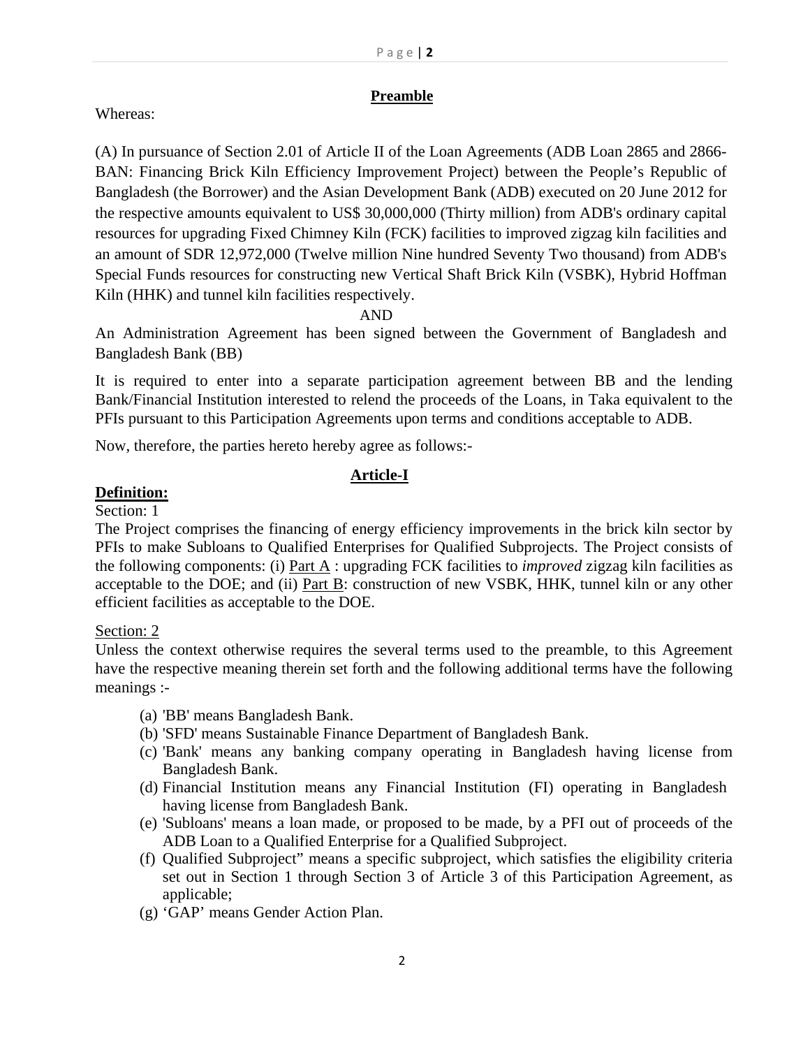## Preamble

Whereas:

(A) In pursuance of Section 2.01 of Article II of the Loan Agreements (ADB Loan 2865 and 2866-BAN: Financing Brick Kiln Efficiency Improvement Project) between the People's Republic of Bangladesh (the Borrower) and the Asian Development Bank (ADB) executed on 20 June 2012 for the respective amounts equivalent to US$ 30,000,000 (Thirty million) from ADB's ordinary capital resources for upgrading Fixed Chimney Kiln (FCK) facilities to improved zigzag kiln facilities and an amount of SDR 12,972,000 (Twelve million Nine hundred Seventy Two thousand) from ADB's Special Funds resources for constructing new Vertical Shaft Brick Kiln (VSBK), Hybrid Hoffman Kiln (HHK) and tunnel kiln facilities respectively.

AND

An Administration Agreement has been signed between the Government of Bangladesh and Bangladesh Bank (BB)

It is required to enter into a separate participation agreement between BB and the lending Bank/Financial Institution interested to relend the proceeds of the Loans, in Taka equivalent to the PFIs pursuant to this Participation Agreements upon terms and conditions acceptable to ADB.

Now, therefore, the parties hereto hereby agree as follows:-

## Article-I

**Definition:**

Section: 1

The Project comprises the financing of energy efficiency improvements in the brick kiln sector by PFIs to make Subloans to Qualified Enterprises for Qualified Subprojects. The Project consists of the following components: (i) Part A : upgrading FCK facilities to *improved* zigzag kiln facilities as acceptable to the DOE; and (ii) Part B: construction of new VSBK, HHK, tunnel kiln or any other efficient facilities as acceptable to the DOE.

Section: 2

Unless the context otherwise requires the several terms used to the preamble, to this Agreement have the respective meaning therein set forth and the following additional terms have the following meanings :-

(a) 'BB' means Bangladesh Bank.
(b) 'SFD' means Sustainable Finance Department of Bangladesh Bank.
(c) 'Bank' means any banking company operating in Bangladesh having license from Bangladesh Bank.
(d) Financial Institution means any Financial Institution (FI) operating in Bangladesh having license from Bangladesh Bank.
(e) 'Subloans' means a loan made, or proposed to be made, by a PFI out of proceeds of the ADB Loan to a Qualified Enterprise for a Qualified Subproject.
(f) Qualified Subproject" means a specific subproject, which satisfies the eligibility criteria set out in Section 1 through Section 3 of Article 3 of this Participation Agreement, as applicable;
(g) 'GAP' means Gender Action Plan.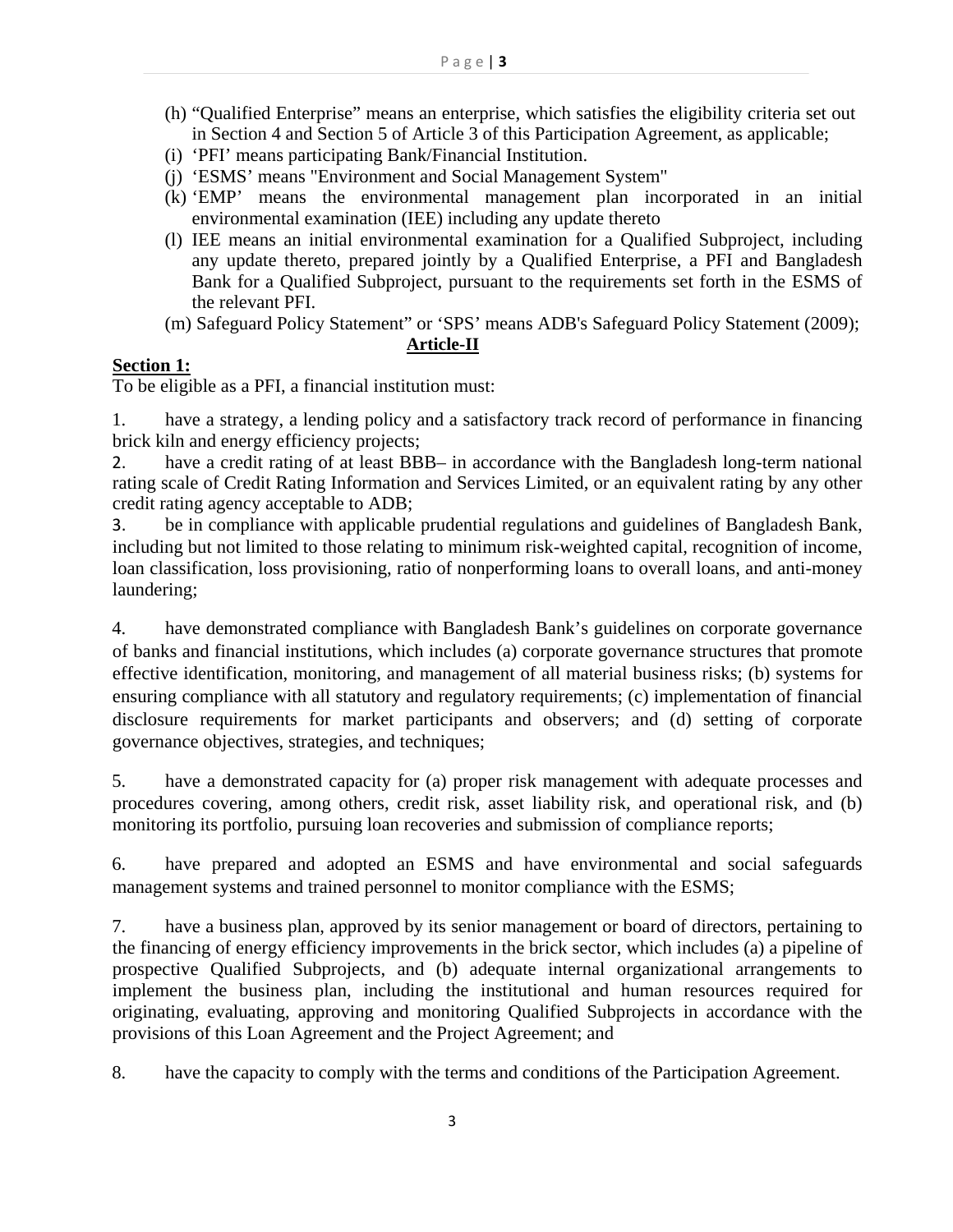(h) "Qualified Enterprise" means an enterprise, which satisfies the eligibility criteria set out in Section 4 and Section 5 of Article 3 of this Participation Agreement, as applicable;

(i) 'PFI' means participating Bank/Financial Institution.

(j) 'ESMS' means "Environment and Social Management System"

(k) 'EMP' means the environmental management plan incorporated in an initial environmental examination (IEE) including any update thereto

(l) IEE means an initial environmental examination for a Qualified Subproject, including any update thereto, prepared jointly by a Qualified Enterprise, a PFI and Bangladesh Bank for a Qualified Subproject, pursuant to the requirements set forth in the ESMS of the relevant PFI.

(m) Safeguard Policy Statement" or 'SPS' means ADB's Safeguard Policy Statement (2009);

## Article-II

**Section 1:**

To be eligible as a PFI, a financial institution must:

1. have a strategy, a lending policy and a satisfactory track record of performance in financing brick kiln and energy efficiency projects;
2. have a credit rating of at least BBB– in accordance with the Bangladesh long-term national rating scale of Credit Rating Information and Services Limited, or an equivalent rating by any other credit rating agency acceptable to ADB;
3. be in compliance with applicable prudential regulations and guidelines of Bangladesh Bank, including but not limited to those relating to minimum risk-weighted capital, recognition of income, loan classification, loss provisioning, ratio of nonperforming loans to overall loans, and anti-money laundering;
4. have demonstrated compliance with Bangladesh Bank's guidelines on corporate governance of banks and financial institutions, which includes (a) corporate governance structures that promote effective identification, monitoring, and management of all material business risks; (b) systems for ensuring compliance with all statutory and regulatory requirements; (c) implementation of financial disclosure requirements for market participants and observers; and (d) setting of corporate governance objectives, strategies, and techniques;
5. have a demonstrated capacity for (a) proper risk management with adequate processes and procedures covering, among others, credit risk, asset liability risk, and operational risk, and (b) monitoring its portfolio, pursuing loan recoveries and submission of compliance reports;
6. have prepared and adopted an ESMS and have environmental and social safeguards management systems and trained personnel to monitor compliance with the ESMS;
7. have a business plan, approved by its senior management or board of directors, pertaining to the financing of energy efficiency improvements in the brick sector, which includes (a) a pipeline of prospective Qualified Subprojects, and (b) adequate internal organizational arrangements to implement the business plan, including the institutional and human resources required for originating, evaluating, approving and monitoring Qualified Subprojects in accordance with the provisions of this Loan Agreement and the Project Agreement; and
8. have the capacity to comply with the terms and conditions of the Participation Agreement.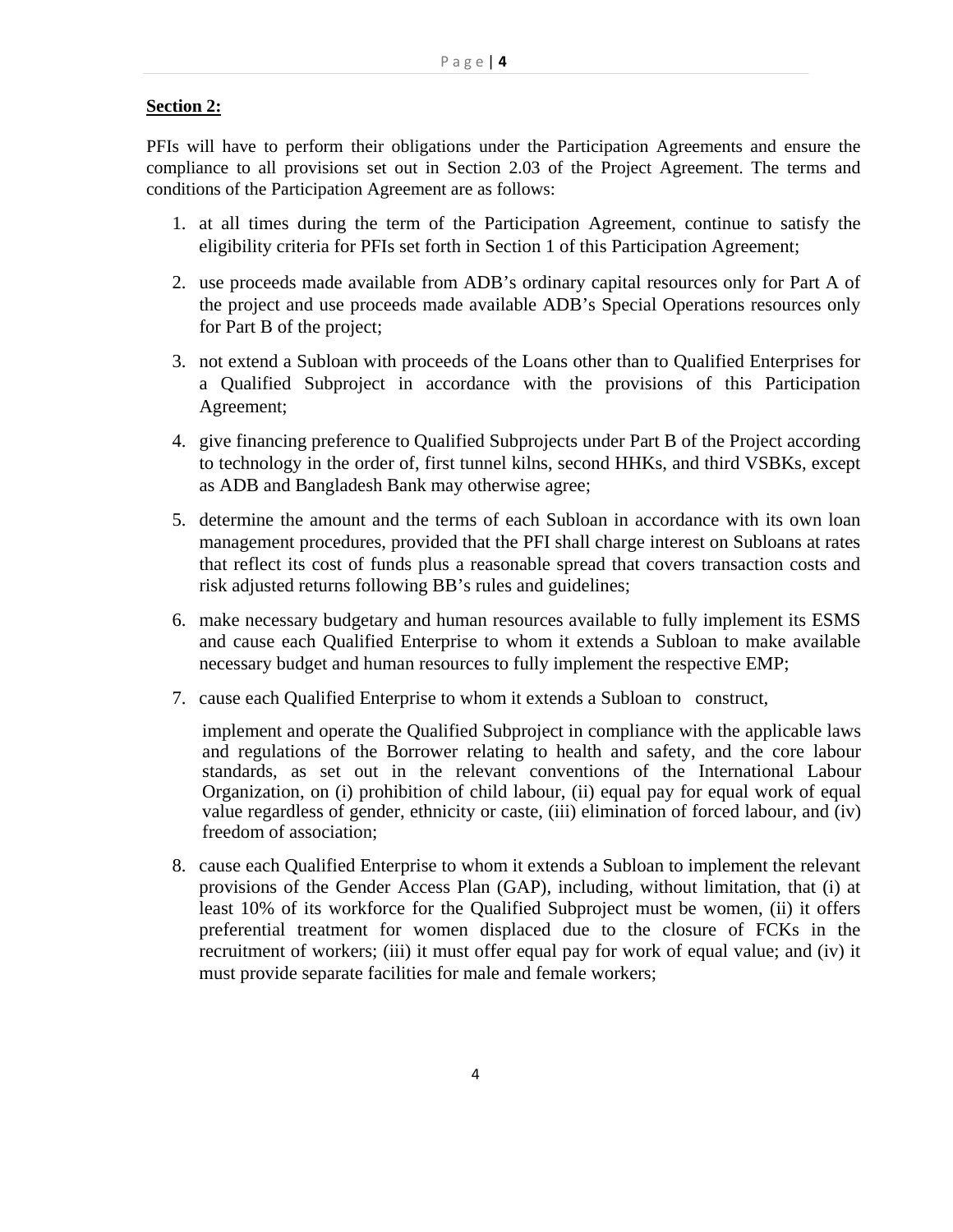**Section 2:**

PFIs will have to perform their obligations under the Participation Agreements and ensure the compliance to all provisions set out in Section 2.03 of the Project Agreement. The terms and conditions of the Participation Agreement are as follows:

1. at all times during the term of the Participation Agreement, continue to satisfy the eligibility criteria for PFIs set forth in Section 1 of this Participation Agreement;

2. use proceeds made available from ADB's ordinary capital resources only for Part A of the project and use proceeds made available ADB's Special Operations resources only for Part B of the project;

3. not extend a Subloan with proceeds of the Loans other than to Qualified Enterprises for a Qualified Subproject in accordance with the provisions of this Participation Agreement;

4. give financing preference to Qualified Subprojects under Part B of the Project according to technology in the order of, first tunnel kilns, second HHKs, and third VSBKs, except as ADB and Bangladesh Bank may otherwise agree;

5. determine the amount and the terms of each Subloan in accordance with its own loan management procedures, provided that the PFI shall charge interest on Subloans at rates that reflect its cost of funds plus a reasonable spread that covers transaction costs and risk adjusted returns following BB's rules and guidelines;

6. make necessary budgetary and human resources available to fully implement its ESMS and cause each Qualified Enterprise to whom it extends a Subloan to make available necessary budget and human resources to fully implement the respective EMP;

7. cause each Qualified Enterprise to whom it extends a Subloan to construct, implement and operate the Qualified Subproject in compliance with the applicable laws and regulations of the Borrower relating to health and safety, and the core labour standards, as set out in the relevant conventions of the International Labour Organization, on (i) prohibition of child labour, (ii) equal pay for equal work of equal value regardless of gender, ethnicity or caste, (iii) elimination of forced labour, and (iv) freedom of association;

8. cause each Qualified Enterprise to whom it extends a Subloan to implement the relevant provisions of the Gender Access Plan (GAP), including, without limitation, that (i) at least 10% of its workforce for the Qualified Subproject must be women, (ii) it offers preferential treatment for women displaced due to the closure of FCKs in the recruitment of workers; (iii) it must offer equal pay for work of equal value; and (iv) it must provide separate facilities for male and female workers;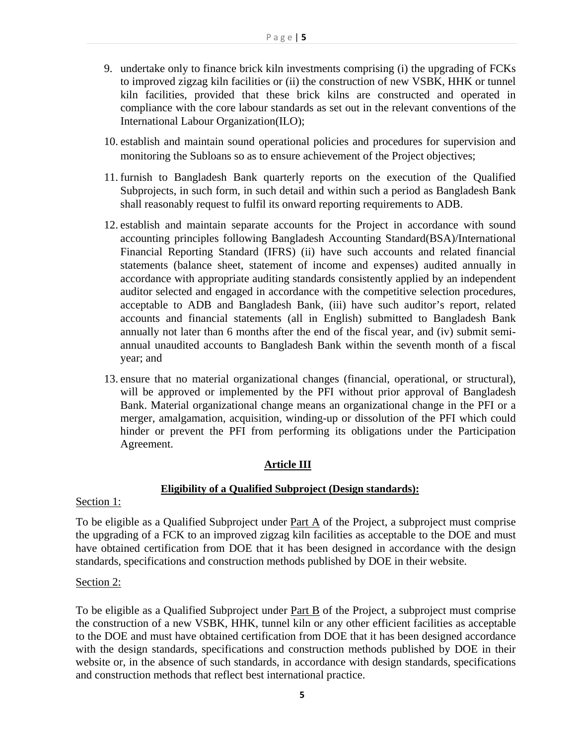9. undertake only to finance brick kiln investments comprising (i) the upgrading of FCKs to improved zigzag kiln facilities or (ii) the construction of new VSBK, HHK or tunnel kiln facilities, provided that these brick kilns are constructed and operated in compliance with the core labour standards as set out in the relevant conventions of the International Labour Organization(ILO);

10. establish and maintain sound operational policies and procedures for supervision and monitoring the Subloans so as to ensure achievement of the Project objectives;

11. furnish to Bangladesh Bank quarterly reports on the execution of the Qualified Subprojects, in such form, in such detail and within such a period as Bangladesh Bank shall reasonably request to fulfil its onward reporting requirements to ADB.

12. establish and maintain separate accounts for the Project in accordance with sound accounting principles following Bangladesh Accounting Standard(BSA)/International Financial Reporting Standard (IFRS) (ii) have such accounts and related financial statements (balance sheet, statement of income and expenses) audited annually in accordance with appropriate auditing standards consistently applied by an independent auditor selected and engaged in accordance with the competitive selection procedures, acceptable to ADB and Bangladesh Bank, (iii) have such auditor's report, related accounts and financial statements (all in English) submitted to Bangladesh Bank annually not later than 6 months after the end of the fiscal year, and (iv) submit semi-annual unaudited accounts to Bangladesh Bank within the seventh month of a fiscal year; and

13. ensure that no material organizational changes (financial, operational, or structural), will be approved or implemented by the PFI without prior approval of Bangladesh Bank. Material organizational change means an organizational change in the PFI or a merger, amalgamation, acquisition, winding-up or dissolution of the PFI which could hinder or prevent the PFI from performing its obligations under the Participation Agreement.

## Article III

### Eligibility of a Qualified Subproject (Design standards):

Section 1:

To be eligible as a Qualified Subproject under Part A of the Project, a subproject must comprise the upgrading of a FCK to an improved zigzag kiln facilities as acceptable to the DOE and must have obtained certification from DOE that it has been designed in accordance with the design standards, specifications and construction methods published by DOE in their website.

Section 2:

To be eligible as a Qualified Subproject under Part B of the Project, a subproject must comprise the construction of a new VSBK, HHK, tunnel kiln or any other efficient facilities as acceptable to the DOE and must have obtained certification from DOE that it has been designed accordance with the design standards, specifications and construction methods published by DOE in their website or, in the absence of such standards, in accordance with design standards, specifications and construction methods that reflect best international practice.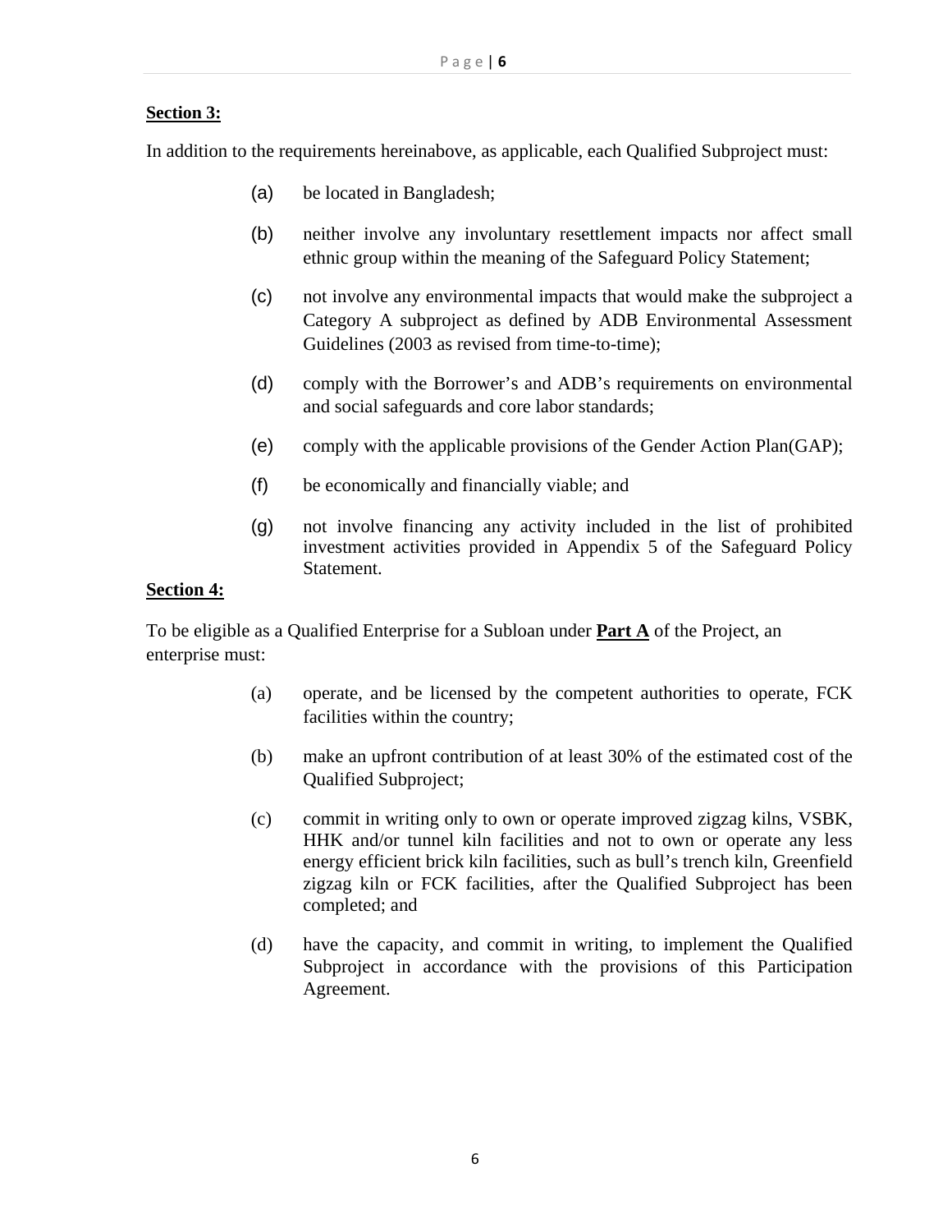**Section 3:**

In addition to the requirements hereinabove, as applicable, each Qualified Subproject must:

(a) be located in Bangladesh;

(b) neither involve any involuntary resettlement impacts nor affect small ethnic group within the meaning of the Safeguard Policy Statement;

(c) not involve any environmental impacts that would make the subproject a Category A subproject as defined by ADB Environmental Assessment Guidelines (2003 as revised from time-to-time);

(d) comply with the Borrower's and ADB's requirements on environmental and social safeguards and core labor standards;

(e) comply with the applicable provisions of the Gender Action Plan(GAP);

(f) be economically and financially viable; and

(g) not involve financing any activity included in the list of prohibited investment activities provided in Appendix 5 of the Safeguard Policy Statement.

**Section 4:**

To be eligible as a Qualified Enterprise for a Subloan under **Part A** of the Project, an enterprise must:

(a) operate, and be licensed by the competent authorities to operate, FCK facilities within the country;

(b) make an upfront contribution of at least 30% of the estimated cost of the Qualified Subproject;

(c) commit in writing only to own or operate improved zigzag kilns, VSBK, HHK and/or tunnel kiln facilities and not to own or operate any less energy efficient brick kiln facilities, such as bull's trench kiln, Greenfield zigzag kiln or FCK facilities, after the Qualified Subproject has been completed; and

(d) have the capacity, and commit in writing, to implement the Qualified Subproject in accordance with the provisions of this Participation Agreement.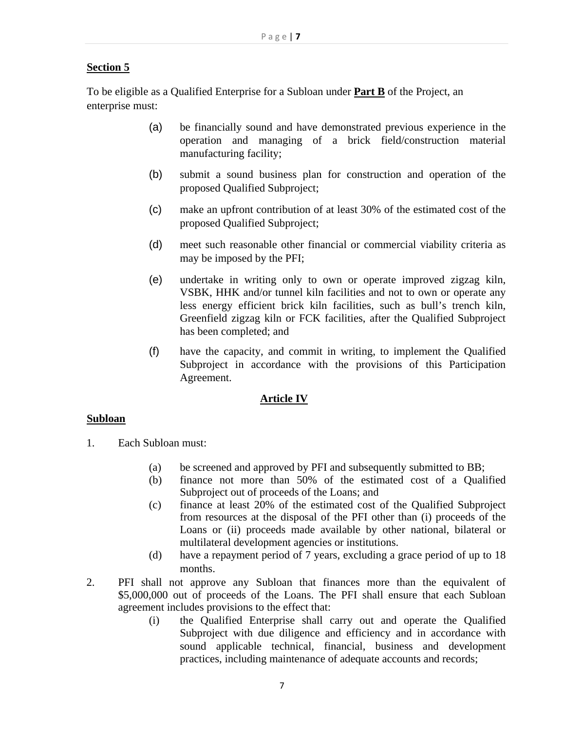**Section 5**

To be eligible as a Qualified Enterprise for a Subloan under **Part B** of the Project, an enterprise must:

(a) be financially sound and have demonstrated previous experience in the operation and managing of a brick field/construction material manufacturing facility;

(b) submit a sound business plan for construction and operation of the proposed Qualified Subproject;

(c) make an upfront contribution of at least 30% of the estimated cost of the proposed Qualified Subproject;

(d) meet such reasonable other financial or commercial viability criteria as may be imposed by the PFI;

(e) undertake in writing only to own or operate improved zigzag kiln, VSBK, HHK and/or tunnel kiln facilities and not to own or operate any less energy efficient brick kiln facilities, such as bull's trench kiln, Greenfield zigzag kiln or FCK facilities, after the Qualified Subproject has been completed; and

(f) have the capacity, and commit in writing, to implement the Qualified Subproject in accordance with the provisions of this Participation Agreement.

**Article IV**

**Subloan**

1. Each Subloan must:

   (a) be screened and approved by PFI and subsequently submitted to BB;
   (b) finance not more than 50% of the estimated cost of a Qualified Subproject out of proceeds of the Loans; and
   (c) finance at least 20% of the estimated cost of the Qualified Subproject from resources at the disposal of the PFI other than (i) proceeds of the Loans or (ii) proceeds made available by other national, bilateral or multilateral development agencies or institutions.
   (d) have a repayment period of 7 years, excluding a grace period of up to 18 months.

2. PFI shall not approve any Subloan that finances more than the equivalent of $5,000,000 out of proceeds of the Loans. The PFI shall ensure that each Subloan agreement includes provisions to the effect that:

   (i) the Qualified Enterprise shall carry out and operate the Qualified Subproject with due diligence and efficiency and in accordance with sound applicable technical, financial, business and development practices, including maintenance of adequate accounts and records;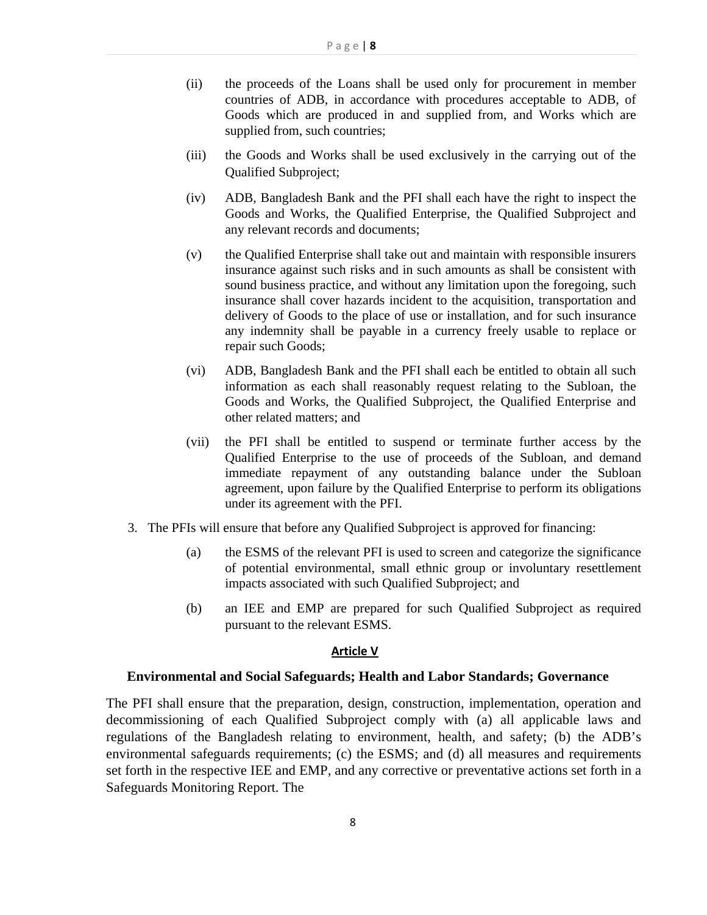(ii) the proceeds of the Loans shall be used only for procurement in member countries of ADB, in accordance with procedures acceptable to ADB, of Goods which are produced in and supplied from, and Works which are supplied from, such countries;

(iii) the Goods and Works shall be used exclusively in the carrying out of the Qualified Subproject;

(iv) ADB, Bangladesh Bank and the PFI shall each have the right to inspect the Goods and Works, the Qualified Enterprise, the Qualified Subproject and any relevant records and documents;

(v) the Qualified Enterprise shall take out and maintain with responsible insurers insurance against such risks and in such amounts as shall be consistent with sound business practice, and without any limitation upon the foregoing, such insurance shall cover hazards incident to the acquisition, transportation and delivery of Goods to the place of use or installation, and for such insurance any indemnity shall be payable in a currency freely usable to replace or repair such Goods;

(vi) ADB, Bangladesh Bank and the PFI shall each be entitled to obtain all such information as each shall reasonably request relating to the Subloan, the Goods and Works, the Qualified Subproject, the Qualified Enterprise and other related matters; and

(vii) the PFI shall be entitled to suspend or terminate further access by the Qualified Enterprise to the use of proceeds of the Subloan, and demand immediate repayment of any outstanding balance under the Subloan agreement, upon failure by the Qualified Enterprise to perform its obligations under its agreement with the PFI.

3. The PFIs will ensure that before any Qualified Subproject is approved for financing:

(a) the ESMS of the relevant PFI is used to screen and categorize the significance of potential environmental, small ethnic group or involuntary resettlement impacts associated with such Qualified Subproject; and

(b) an IEE and EMP are prepared for such Qualified Subproject as required pursuant to the relevant ESMS.

## Article V

### Environmental and Social Safeguards; Health and Labor Standards; Governance

The PFI shall ensure that the preparation, design, construction, implementation, operation and decommissioning of each Qualified Subproject comply with (a) all applicable laws and regulations of the Bangladesh relating to environment, health, and safety; (b) the ADB's environmental safeguards requirements; (c) the ESMS; and (d) all measures and requirements set forth in the respective IEE and EMP, and any corrective or preventative actions set forth in a Safeguards Monitoring Report. The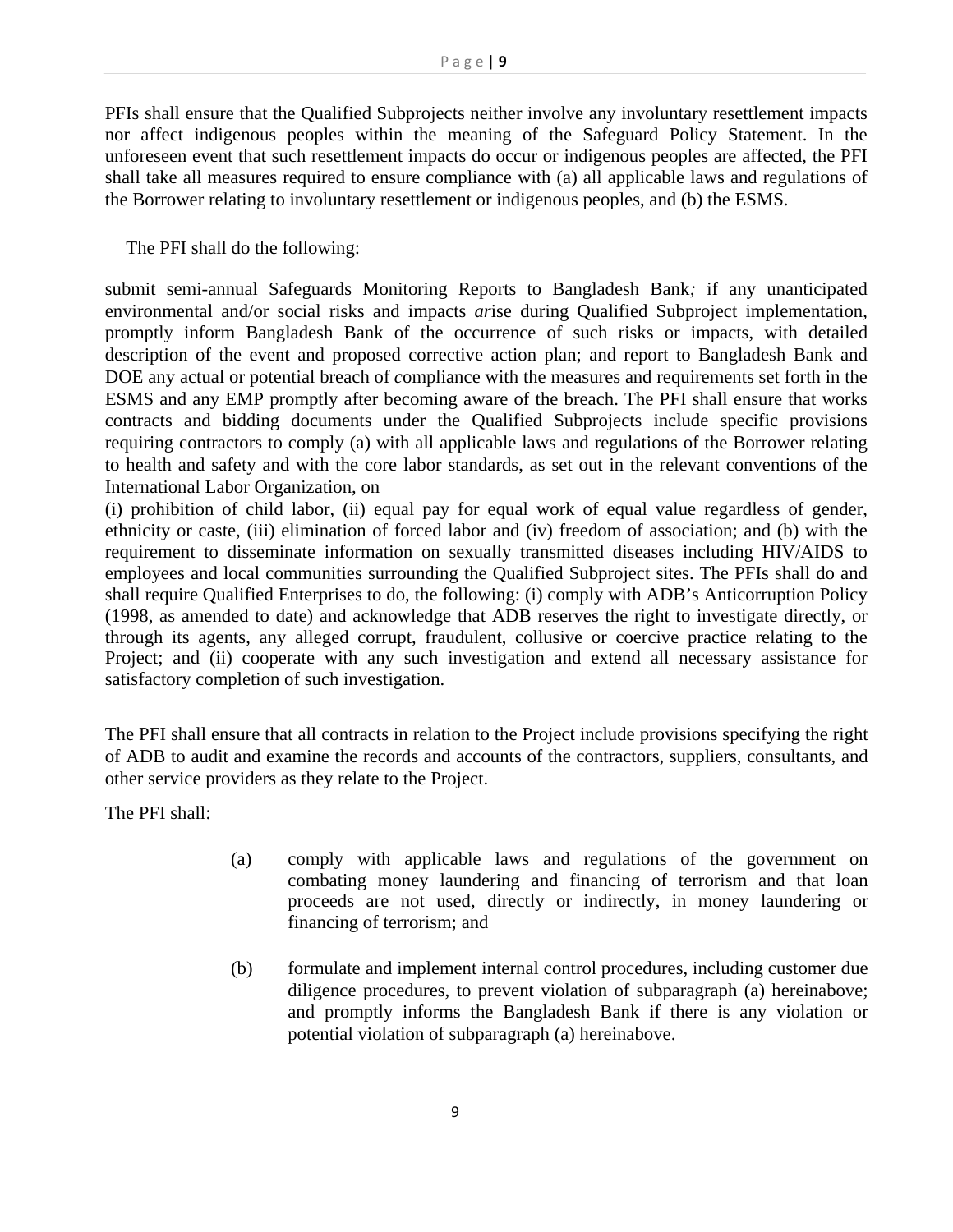PFIs shall ensure that the Qualified Subprojects neither involve any involuntary resettlement impacts nor affect indigenous peoples within the meaning of the Safeguard Policy Statement. In the unforeseen event that such resettlement impacts do occur or indigenous peoples are affected, the PFI shall take all measures required to ensure compliance with (a) all applicable laws and regulations of the Borrower relating to involuntary resettlement or indigenous peoples, and (b) the ESMS.

The PFI shall do the following:

submit semi-annual Safeguards Monitoring Reports to Bangladesh Bank*;* if any unanticipated environmental and/or social risks and impacts *ar*ise during Qualified Subproject implementation, promptly inform Bangladesh Bank of the occurrence of such risks or impacts, with detailed description of the event and proposed corrective action plan; and report to Bangladesh Bank and DOE any actual or potential breach of *c*ompliance with the measures and requirements set forth in the ESMS and any EMP promptly after becoming aware of the breach. The PFI shall ensure that works contracts and bidding documents under the Qualified Subprojects include specific provisions requiring contractors to comply (a) with all applicable laws and regulations of the Borrower relating to health and safety and with the core labor standards, as set out in the relevant conventions of the International Labor Organization, on
(i) prohibition of child labor, (ii) equal pay for equal work of equal value regardless of gender, ethnicity or caste, (iii) elimination of forced labor and (iv) freedom of association; and (b) with the requirement to disseminate information on sexually transmitted diseases including HIV/AIDS to employees and local communities surrounding the Qualified Subproject sites. The PFIs shall do and shall require Qualified Enterprises to do, the following: (i) comply with ADB's Anticorruption Policy (1998, as amended to date) and acknowledge that ADB reserves the right to investigate directly, or through its agents, any alleged corrupt, fraudulent, collusive or coercive practice relating to the Project; and (ii) cooperate with any such investigation and extend all necessary assistance for satisfactory completion of such investigation.

The PFI shall ensure that all contracts in relation to the Project include provisions specifying the right of ADB to audit and examine the records and accounts of the contractors, suppliers, consultants, and other service providers as they relate to the Project.

The PFI shall:

(a) comply with applicable laws and regulations of the government on combating money laundering and financing of terrorism and that loan proceeds are not used, directly or indirectly, in money laundering or financing of terrorism; and

(b) formulate and implement internal control procedures, including customer due diligence procedures, to prevent violation of subparagraph (a) hereinabove; and promptly informs the Bangladesh Bank if there is any violation or potential violation of subparagraph (a) hereinabove.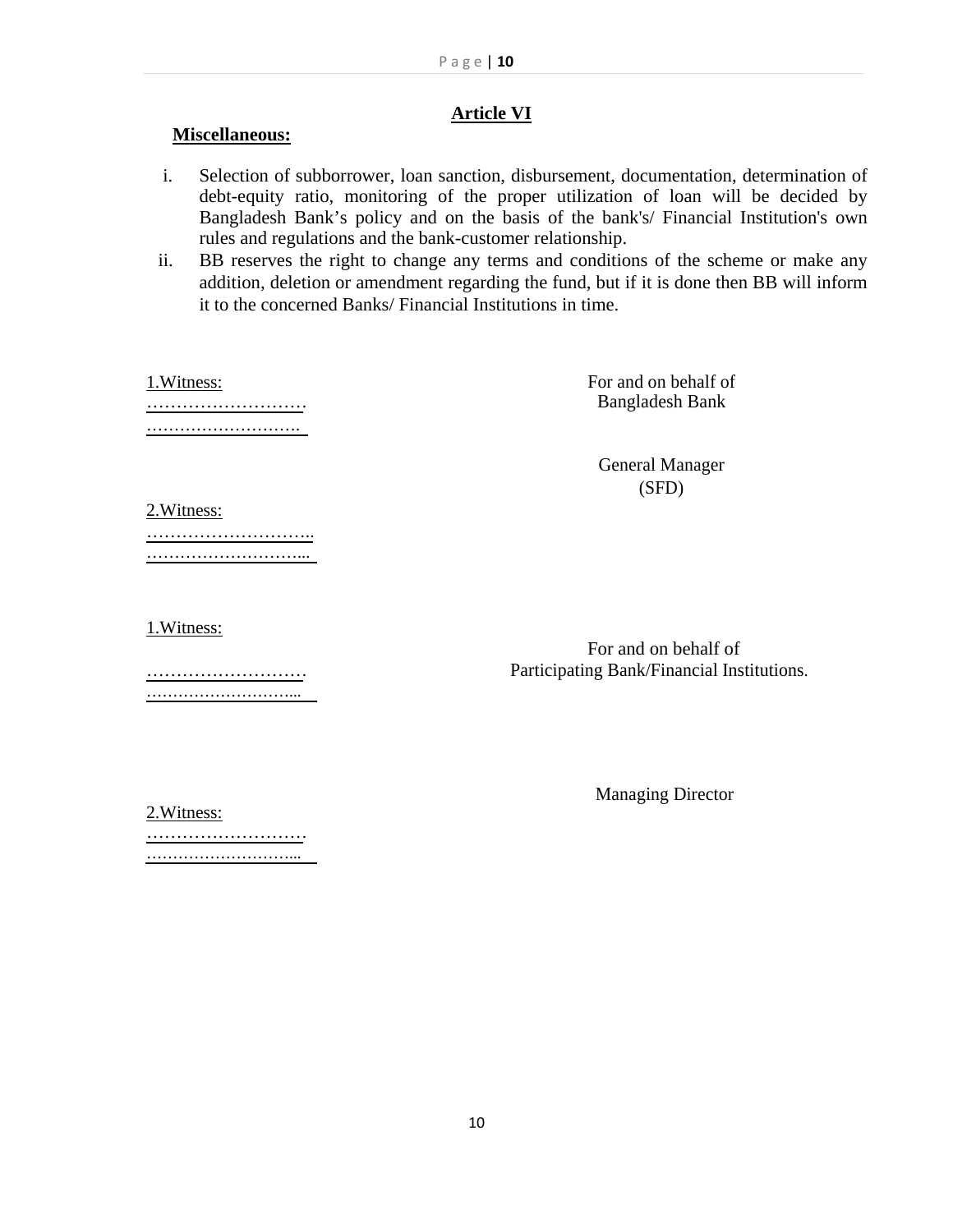## Article VI

**Miscellaneous:**

i. Selection of subborrower, loan sanction, disbursement, documentation, determination of debt-equity ratio, monitoring of the proper utilization of loan will be decided by Bangladesh Bank's policy and on the basis of the bank's/ Financial Institution's own rules and regulations and the bank-customer relationship.

ii. BB reserves the right to change any terms and conditions of the scheme or make any addition, deletion or amendment regarding the fund, but if it is done then BB will inform it to the concerned Banks/ Financial Institutions in time.

1.Witness:
……………………….
……………………….

For and on behalf of
Bangladesh Bank

General Manager
(SFD)

2.Witness:
………………………..
………………………...

1.Witness:
……………………….
………………………...

For and on behalf of
Participating Bank/Financial Institutions.

Managing Director

2.Witness:
……………………….
………………………...